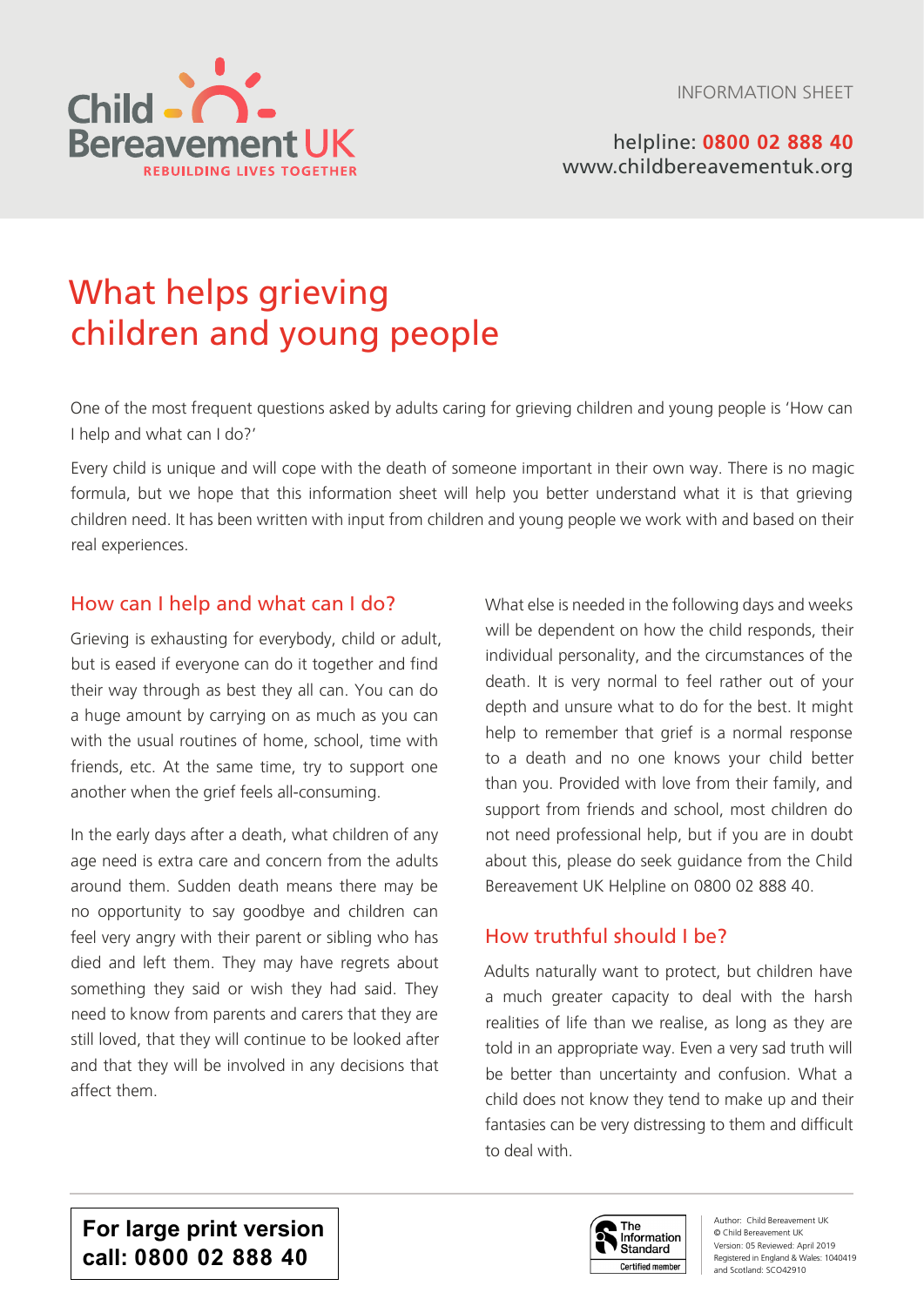Child Bereavement UK
REBUILDING LIVES TOGETHER

INFORMATION SHEET

helpline: **0800 02 888 40**
www.childbereavementuk.org

# What helps grieving children and young people

One of the most frequent questions asked by adults caring for grieving children and young people is 'How can I help and what can I do?'

Every child is unique and will cope with the death of someone important in their own way. There is no magic formula, but we hope that this information sheet will help you better understand what it is that grieving children need. It has been written with input from children and young people we work with and based on their real experiences.

## How can I help and what can I do?

Grieving is exhausting for everybody, child or adult, but is eased if everyone can do it together and find their way through as best they all can. You can do a huge amount by carrying on as much as you can with the usual routines of home, school, time with friends, etc. At the same time, try to support one another when the grief feels all-consuming.

In the early days after a death, what children of any age need is extra care and concern from the adults around them. Sudden death means there may be no opportunity to say goodbye and children can feel very angry with their parent or sibling who has died and left them. They may have regrets about something they said or wish they had said. They need to know from parents and carers that they are still loved, that they will continue to be looked after and that they will be involved in any decisions that affect them.

What else is needed in the following days and weeks will be dependent on how the child responds, their individual personality, and the circumstances of the death. It is very normal to feel rather out of your depth and unsure what to do for the best. It might help to remember that grief is a normal response to a death and no one knows your child better than you. Provided with love from their family, and support from friends and school, most children do not need professional help, but if you are in doubt about this, please do seek guidance from the Child Bereavement UK Helpline on 0800 02 888 40.

## How truthful should I be?

Adults naturally want to protect, but children have a much greater capacity to deal with the harsh realities of life than we realise, as long as they are told in an appropriate way. Even a very sad truth will be better than uncertainty and confusion. What a child does not know they tend to make up and their fantasies can be very distressing to them and difficult to deal with.

**For large print version call: 0800 02 888 40**

The Information Standard
Certified member

Author: Child Bereavement UK
© Child Bereavement UK
Version: 05 Reviewed: April 2019
Registered in England & Wales: 1040419
and Scotland: SCO42910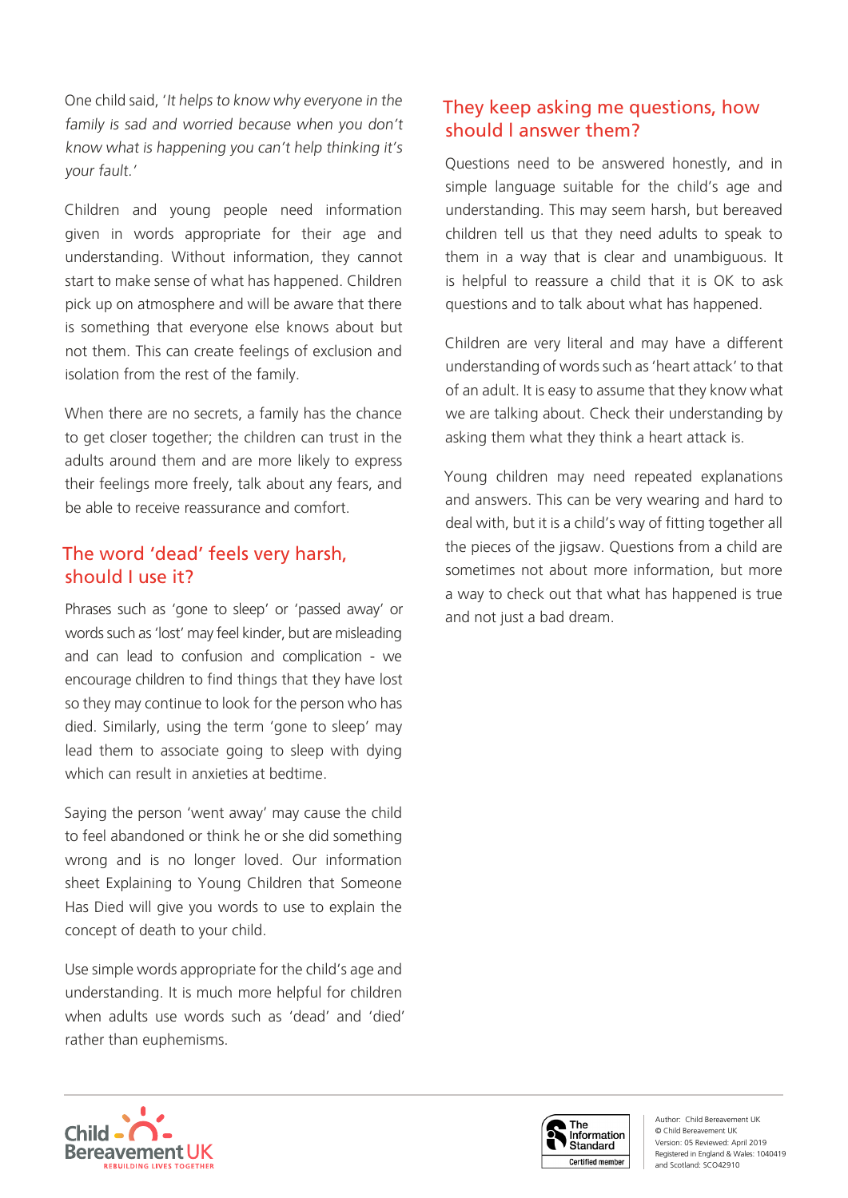One child said, '*It helps to know why everyone in the family is sad and worried because when you don't know what is happening you can't help thinking it's your fault.*'

Children and young people need information given in words appropriate for their age and understanding. Without information, they cannot start to make sense of what has happened. Children pick up on atmosphere and will be aware that there is something that everyone else knows about but not them. This can create feelings of exclusion and isolation from the rest of the family.

When there are no secrets, a family has the chance to get closer together; the children can trust in the adults around them and are more likely to express their feelings more freely, talk about any fears, and be able to receive reassurance and comfort.

## The word 'dead' feels very harsh, should I use it?

Phrases such as 'gone to sleep' or 'passed away' or words such as 'lost' may feel kinder, but are misleading and can lead to confusion and complication - we encourage children to find things that they have lost so they may continue to look for the person who has died. Similarly, using the term 'gone to sleep' may lead them to associate going to sleep with dying which can result in anxieties at bedtime.

Saying the person 'went away' may cause the child to feel abandoned or think he or she did something wrong and is no longer loved. Our information sheet Explaining to Young Children that Someone Has Died will give you words to use to explain the concept of death to your child.

Use simple words appropriate for the child's age and understanding. It is much more helpful for children when adults use words such as 'dead' and 'died' rather than euphemisms.

## They keep asking me questions, how should I answer them?

Questions need to be answered honestly, and in simple language suitable for the child's age and understanding. This may seem harsh, but bereaved children tell us that they need adults to speak to them in a way that is clear and unambiguous. It is helpful to reassure a child that it is OK to ask questions and to talk about what has happened.

Children are very literal and may have a different understanding of words such as 'heart attack' to that of an adult. It is easy to assume that they know what we are talking about. Check their understanding by asking them what they think a heart attack is.

Young children may need repeated explanations and answers. This can be very wearing and hard to deal with, but it is a child's way of fitting together all the pieces of the jigsaw. Questions from a child are sometimes not about more information, but more a way to check out that what has happened is true and not just a bad dream.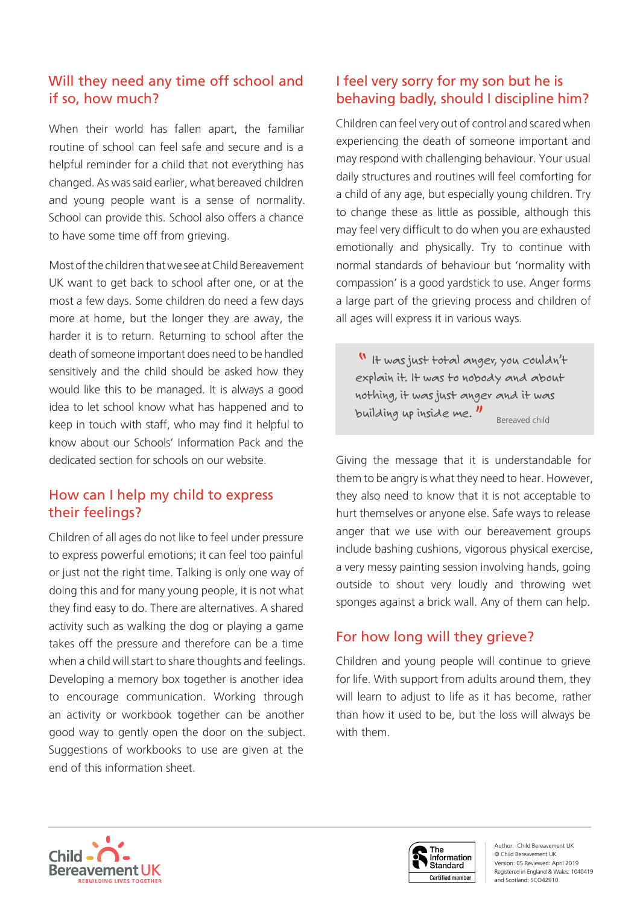## Will they need any time off school and if so, how much?

When their world has fallen apart, the familiar routine of school can feel safe and secure and is a helpful reminder for a child that not everything has changed. As was said earlier, what bereaved children and young people want is a sense of normality. School can provide this. School also offers a chance to have some time off from grieving.

Most of the children that we see at Child Bereavement UK want to get back to school after one, or at the most a few days. Some children do need a few days more at home, but the longer they are away, the harder it is to return. Returning to school after the death of someone important does need to be handled sensitively and the child should be asked how they would like this to be managed. It is always a good idea to let school know what has happened and to keep in touch with staff, who may find it helpful to know about our Schools' Information Pack and the dedicated section for schools on our website.

## How can I help my child to express their feelings?

Children of all ages do not like to feel under pressure to express powerful emotions; it can feel too painful or just not the right time. Talking is only one way of doing this and for many young people, it is not what they find easy to do. There are alternatives. A shared activity such as walking the dog or playing a game takes off the pressure and therefore can be a time when a child will start to share thoughts and feelings. Developing a memory box together is another idea to encourage communication. Working through an activity or workbook together can be another good way to gently open the door on the subject. Suggestions of workbooks to use are given at the end of this information sheet.

## I feel very sorry for my son but he is behaving badly, should I discipline him?

Children can feel very out of control and scared when experiencing the death of someone important and may respond with challenging behaviour. Your usual daily structures and routines will feel comforting for a child of any age, but especially young children. Try to change these as little as possible, although this may feel very difficult to do when you are exhausted emotionally and physically. Try to continue with normal standards of behaviour but 'normality with compassion' is a good yardstick to use. Anger forms a large part of the grieving process and children of all ages will express it in various ways.

> "It was just total anger, you couldn't explain it. It was to nobody and about nothing, it was just anger and it was building up inside me."
>
> Bereaved child

Giving the message that it is understandable for them to be angry is what they need to hear. However, they also need to know that it is not acceptable to hurt themselves or anyone else. Safe ways to release anger that we use with our bereavement groups include bashing cushions, vigorous physical exercise, a very messy painting session involving hands, going outside to shout very loudly and throwing wet sponges against a brick wall. Any of them can help.

## For how long will they grieve?

Children and young people will continue to grieve for life. With support from adults around them, they will learn to adjust to life as it has become, rather than how it used to be, but the loss will always be with them.

Author: Child Bereavement UK
© Child Bereavement UK
Version: 05 Reviewed: April 2019
Registered in England & Wales: 1040419 and Scotland: SCO42910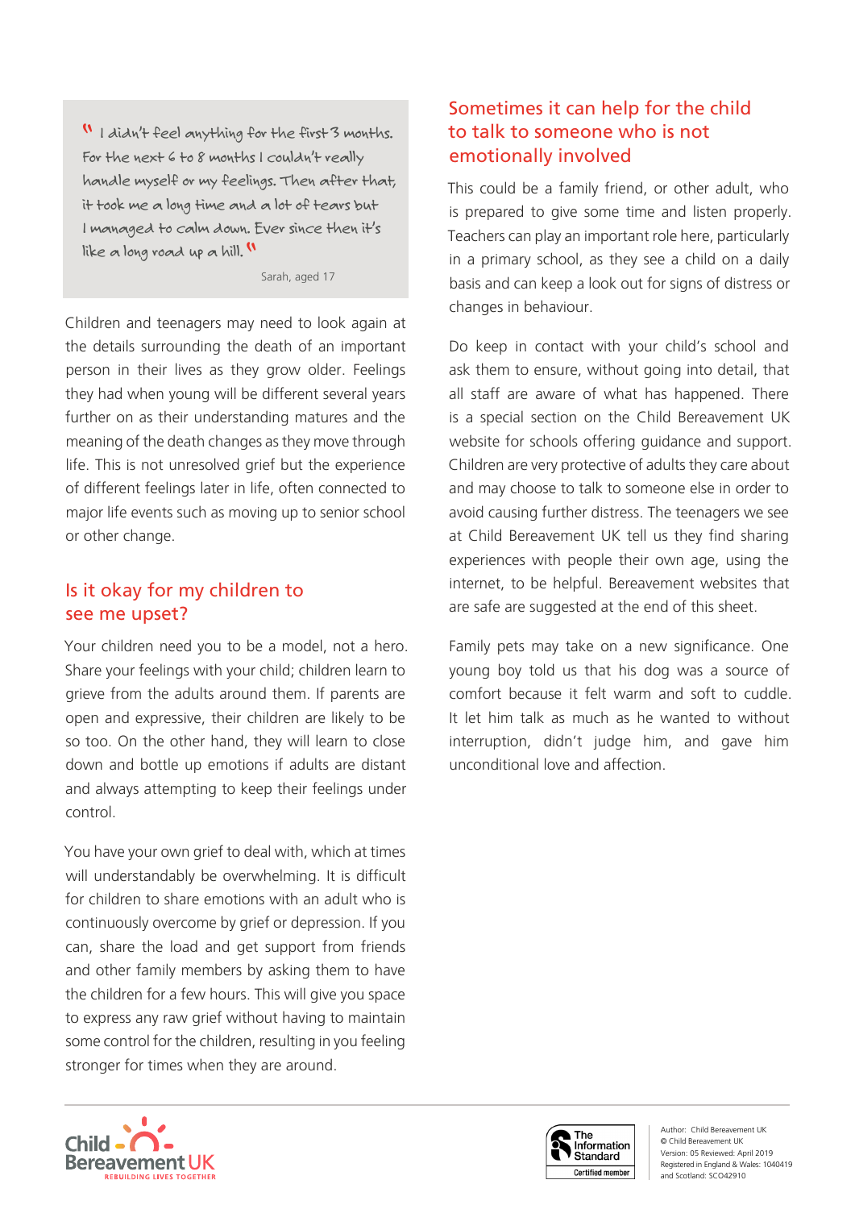> " I didn't feel anything for the first 3 months. For the next 6 to 8 months I couldn't really handle myself or my feelings. Then after that, it took me a long time and a lot of tears but I managed to calm down. Ever since then it's like a long road up a hill. "
>
> Sarah, aged 17

Children and teenagers may need to look again at the details surrounding the death of an important person in their lives as they grow older. Feelings they had when young will be different several years further on as their understanding matures and the meaning of the death changes as they move through life. This is not unresolved grief but the experience of different feelings later in life, often connected to major life events such as moving up to senior school or other change.

## Is it okay for my children to see me upset?

Your children need you to be a model, not a hero. Share your feelings with your child; children learn to grieve from the adults around them. If parents are open and expressive, their children are likely to be so too. On the other hand, they will learn to close down and bottle up emotions if adults are distant and always attempting to keep their feelings under control.

You have your own grief to deal with, which at times will understandably be overwhelming. It is difficult for children to share emotions with an adult who is continuously overcome by grief or depression. If you can, share the load and get support from friends and other family members by asking them to have the children for a few hours. This will give you space to express any raw grief without having to maintain some control for the children, resulting in you feeling stronger for times when they are around.

## Sometimes it can help for the child to talk to someone who is not emotionally involved

This could be a family friend, or other adult, who is prepared to give some time and listen properly. Teachers can play an important role here, particularly in a primary school, as they see a child on a daily basis and can keep a look out for signs of distress or changes in behaviour.

Do keep in contact with your child's school and ask them to ensure, without going into detail, that all staff are aware of what has happened. There is a special section on the Child Bereavement UK website for schools offering guidance and support. Children are very protective of adults they care about and may choose to talk to someone else in order to avoid causing further distress. The teenagers we see at Child Bereavement UK tell us they find sharing experiences with people their own age, using the internet, to be helpful. Bereavement websites that are safe are suggested at the end of this sheet.

Family pets may take on a new significance. One young boy told us that his dog was a source of comfort because it felt warm and soft to cuddle. It let him talk as much as he wanted to without interruption, didn't judge him, and gave him unconditional love and affection.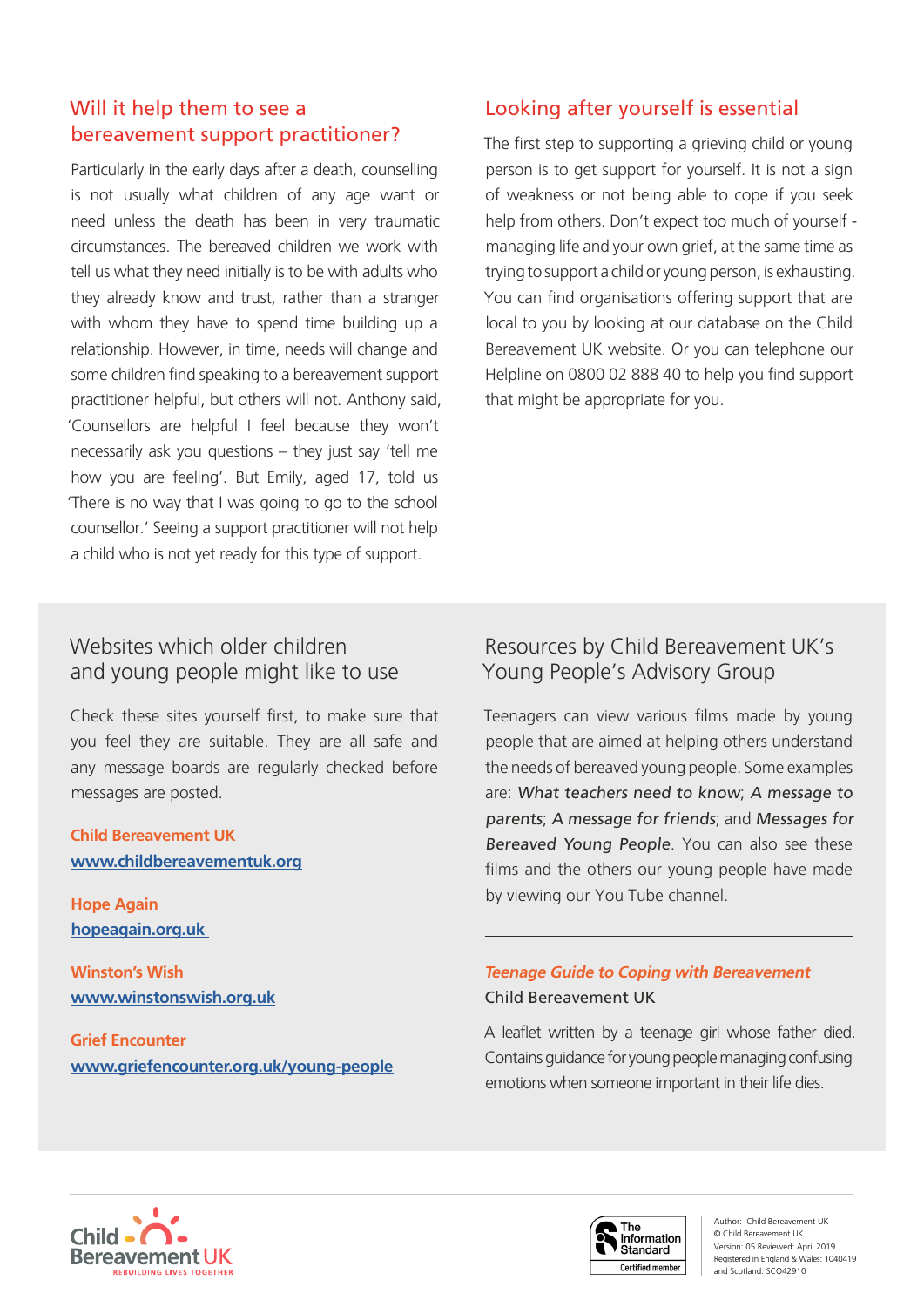## Will it help them to see a bereavement support practitioner?

Particularly in the early days after a death, counselling is not usually what children of any age want or need unless the death has been in very traumatic circumstances. The bereaved children we work with tell us what they need initially is to be with adults who they already know and trust, rather than a stranger with whom they have to spend time building up a relationship. However, in time, needs will change and some children find speaking to a bereavement support practitioner helpful, but others will not. Anthony said, 'Counsellors are helpful I feel because they won't necessarily ask you questions – they just say 'tell me how you are feeling'. But Emily, aged 17, told us 'There is no way that I was going to go to the school counsellor.' Seeing a support practitioner will not help a child who is not yet ready for this type of support.

## Looking after yourself is essential

The first step to supporting a grieving child or young person is to get support for yourself. It is not a sign of weakness or not being able to cope if you seek help from others. Don't expect too much of yourself - managing life and your own grief, at the same time as trying to support a child or young person, is exhausting. You can find organisations offering support that are local to you by looking at our database on the Child Bereavement UK website. Or you can telephone our Helpline on 0800 02 888 40 to help you find support that might be appropriate for you.

## Websites which older children and young people might like to use

Check these sites yourself first, to make sure that you feel they are suitable. They are all safe and any message boards are regularly checked before messages are posted.

**Child Bereavement UK**
www.childbereavementuk.org

**Hope Again**
hopeagain.org.uk

**Winston's Wish**
www.winstonswish.org.uk

**Grief Encounter**
www.griefencounter.org.uk/young-people

## Resources by Child Bereavement UK's Young People's Advisory Group

Teenagers can view various films made by young people that are aimed at helping others understand the needs of bereaved young people. Some examples are: *What teachers need to know*; *A message to parents*; *A message for friends*; and *Messages for Bereaved Young People*. You can also see these films and the others our young people have made by viewing our You Tube channel.

***Teenage Guide to Coping with Bereavement***
Child Bereavement UK

A leaflet written by a teenage girl whose father died. Contains guidance for young people managing confusing emotions when someone important in their life dies.

Child Bereavement UK – REBUILDING LIVES TOGETHER

The Information Standard – Certified member

Author: Child Bereavement UK
© Child Bereavement UK
Version: 05 Reviewed: April 2019
Registered in England & Wales: 1040419 and Scotland: SCO42910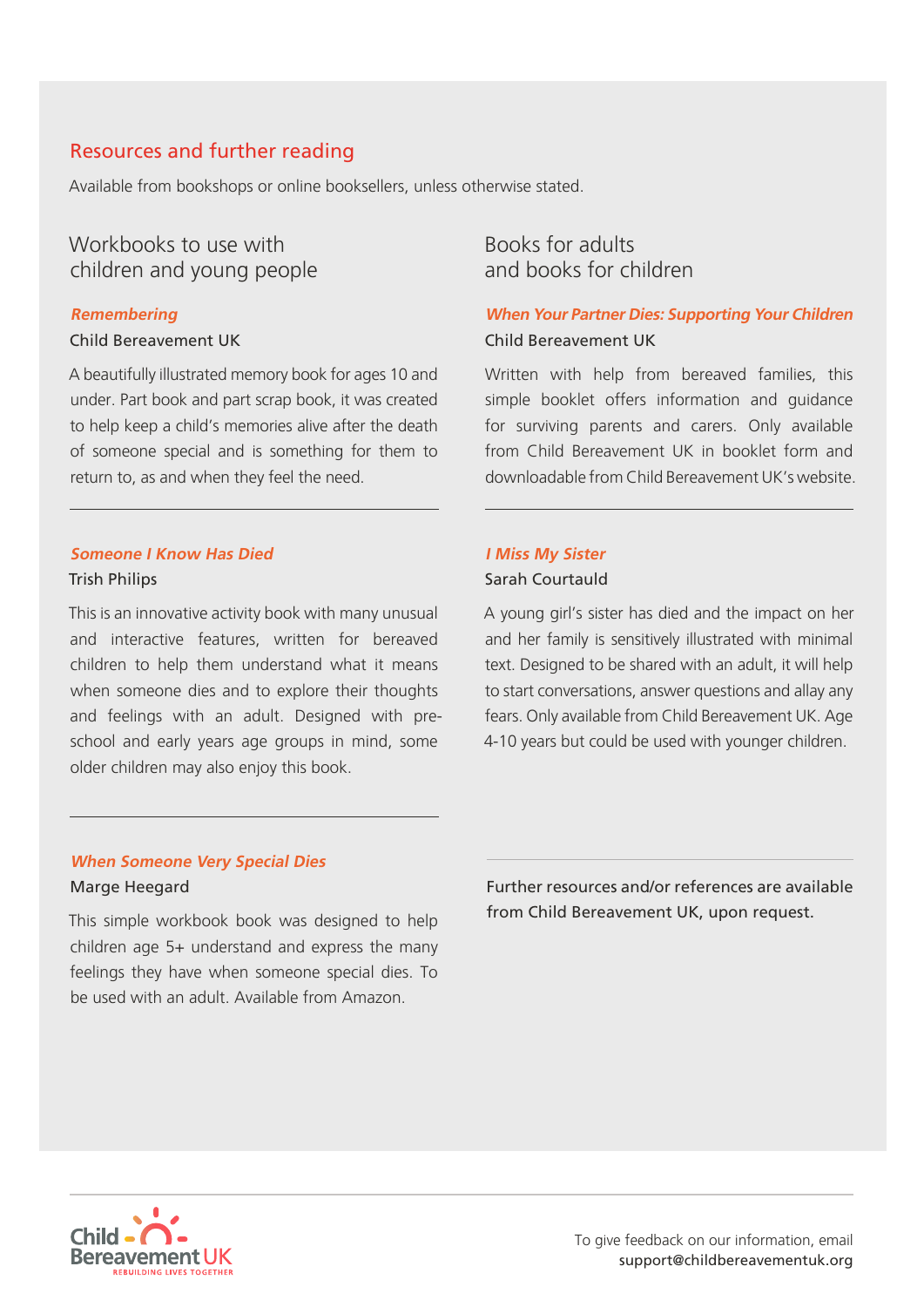## Resources and further reading

Available from bookshops or online booksellers, unless otherwise stated.

### Workbooks to use with children and young people

***Remembering***

Child Bereavement UK

A beautifully illustrated memory book for ages 10 and under. Part book and part scrap book, it was created to help keep a child's memories alive after the death of someone special and is something for them to return to, as and when they feel the need.

***Someone I Know Has Died***

Trish Philips

This is an innovative activity book with many unusual and interactive features, written for bereaved children to help them understand what it means when someone dies and to explore their thoughts and feelings with an adult. Designed with pre-school and early years age groups in mind, some older children may also enjoy this book.

***When Someone Very Special Dies***

Marge Heegard

This simple workbook book was designed to help children age 5+ understand and express the many feelings they have when someone special dies. To be used with an adult. Available from Amazon.

### Books for adults and books for children

***When Your Partner Dies: Supporting Your Children***

Child Bereavement UK

Written with help from bereaved families, this simple booklet offers information and guidance for surviving parents and carers. Only available from Child Bereavement UK in booklet form and downloadable from Child Bereavement UK's website.

***I Miss My Sister***

Sarah Courtauld

A young girl's sister has died and the impact on her and her family is sensitively illustrated with minimal text. Designed to be shared with an adult, it will help to start conversations, answer questions and allay any fears. Only available from Child Bereavement UK. Age 4-10 years but could be used with younger children.

Further resources and/or references are available from Child Bereavement UK, upon request.

Child Bereavement UK
REBUILDING LIVES TOGETHER

To give feedback on our information, email support@childbereavementuk.org